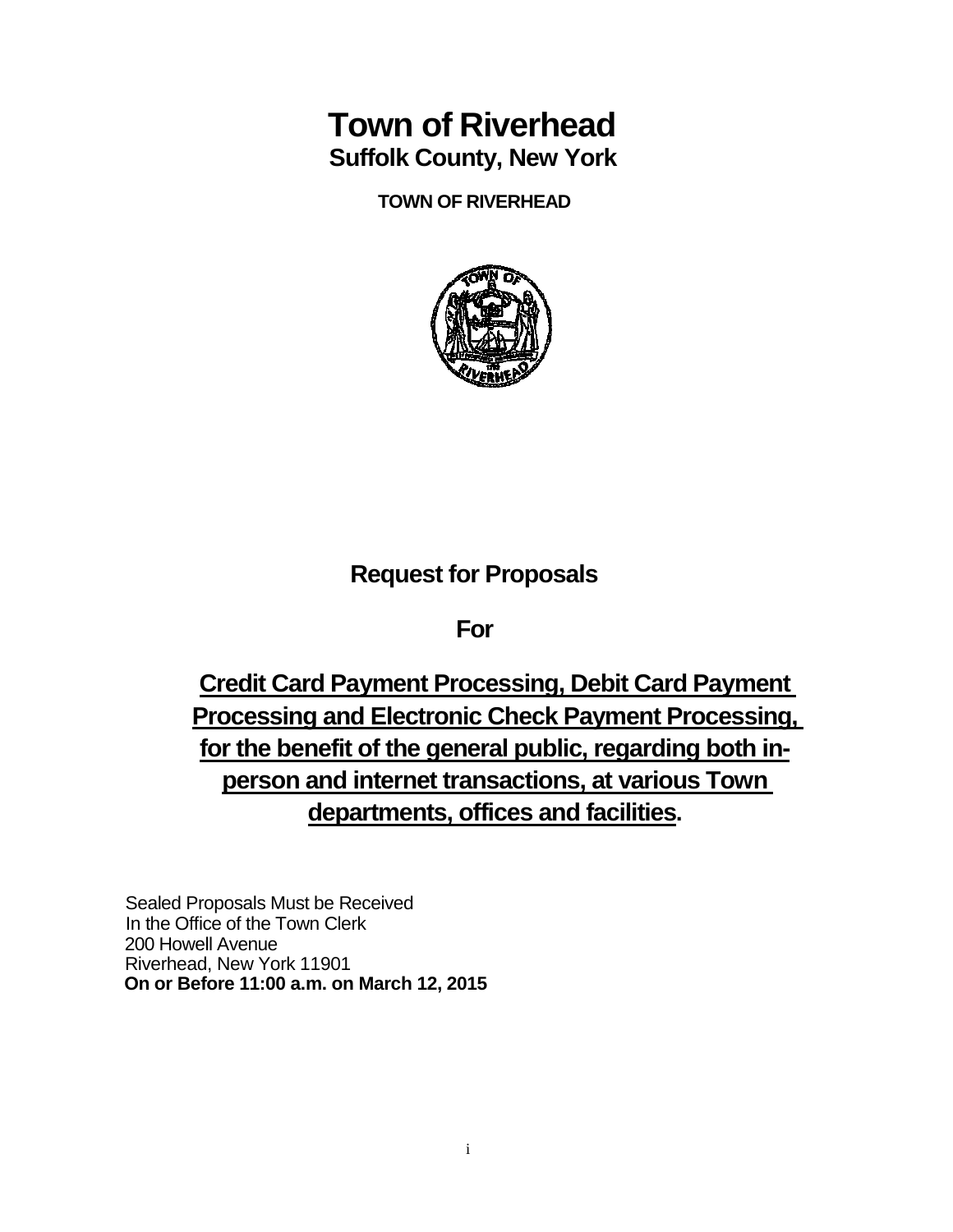# Town of Riverhead

## Suffolk County, New York

**TOWN OF RIVERHEAD**

## Request for Proposals

## For

## Credit Card Payment Processing, Debit Card Payment Processing and Electronic Check Payment Processing, for the benefit of the general public, regarding both in-person and internet transactions, at various Town departments, offices and facilities.

Sealed Proposals Must be Received
In the Office of the Town Clerk
200 Howell Avenue
Riverhead, New York 11901
**On or Before 11:00 a.m. on March 12, 2015**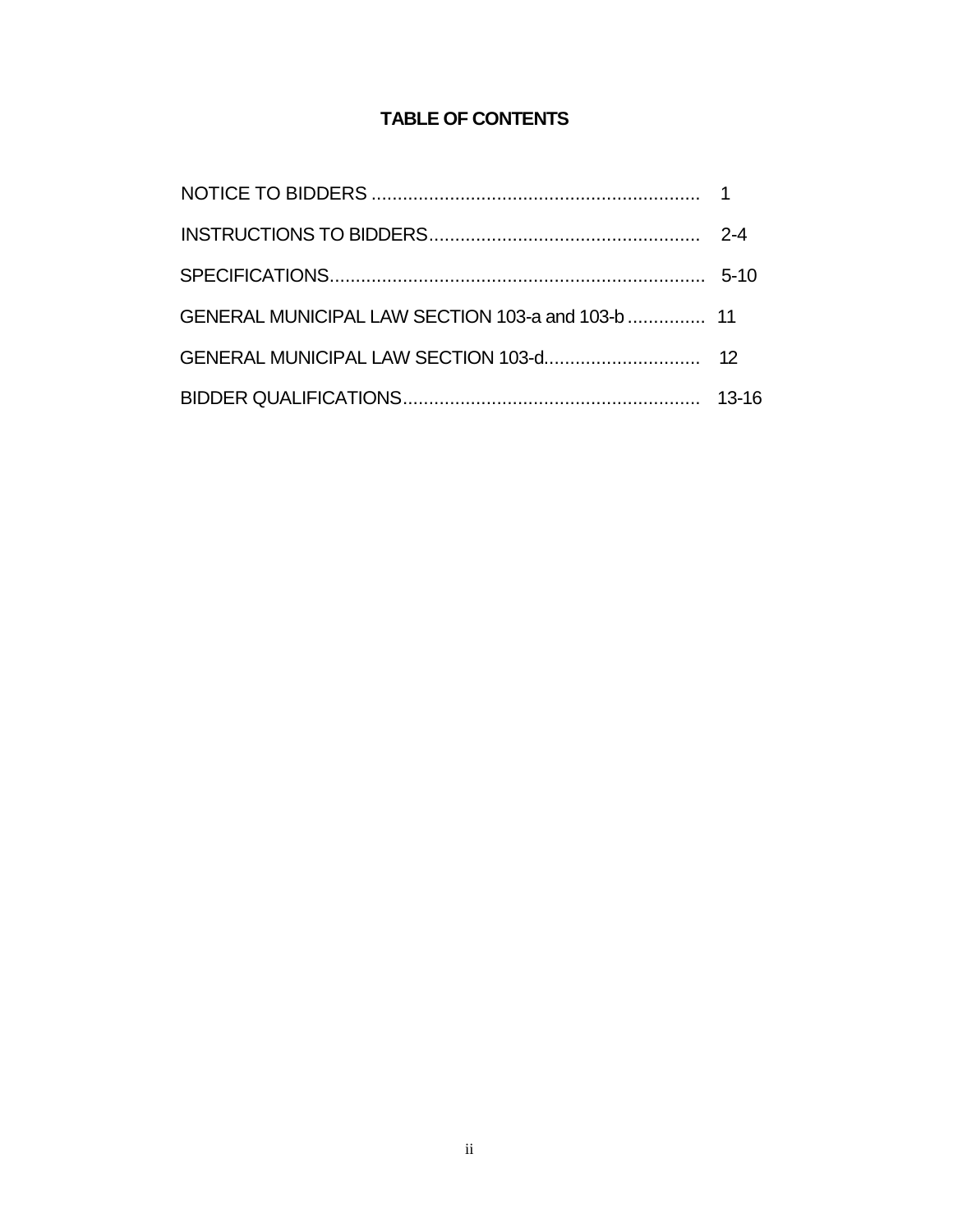# TABLE OF CONTENTS

| | |
|---|---|
| NOTICE TO BIDDERS | 1 |
| INSTRUCTIONS TO BIDDERS | 2-4 |
| SPECIFICATIONS | 5-10 |
| GENERAL MUNICIPAL LAW SECTION 103-a and 103-b | 11 |
| GENERAL MUNICIPAL LAW SECTION 103-d | 12 |
| BIDDER QUALIFICATIONS | 13-16 |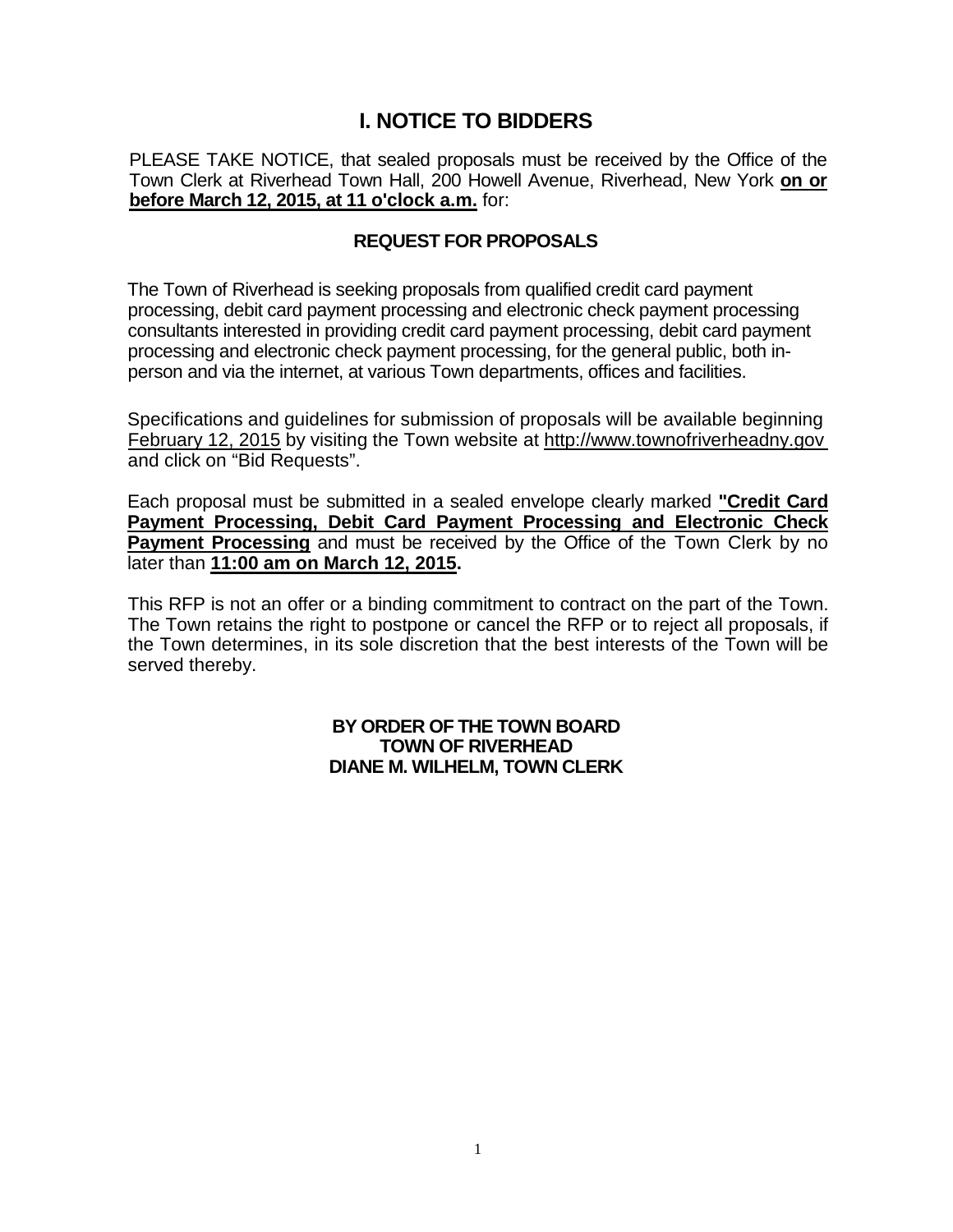# I. NOTICE TO BIDDERS

PLEASE TAKE NOTICE, that sealed proposals must be received by the Office of the Town Clerk at Riverhead Town Hall, 200 Howell Avenue, Riverhead, New York **on or before March 12, 2015, at 11 o'clock a.m.** for:

**REQUEST FOR PROPOSALS**

The Town of Riverhead is seeking proposals from qualified credit card payment processing, debit card payment processing and electronic check payment processing consultants interested in providing credit card payment processing, debit card payment processing and electronic check payment processing, for the general public, both in-person and via the internet, at various Town departments, offices and facilities.

Specifications and guidelines for submission of proposals will be available beginning February 12, 2015 by visiting the Town website at http://www.townofriverheadny.gov and click on "Bid Requests".

Each proposal must be submitted in a sealed envelope clearly marked **"Credit Card Payment Processing, Debit Card Payment Processing and Electronic Check Payment Processing** and must be received by the Office of the Town Clerk by no later than **11:00 am on March 12, 2015.**

This RFP is not an offer or a binding commitment to contract on the part of the Town. The Town retains the right to postpone or cancel the RFP or to reject all proposals, if the Town determines, in its sole discretion that the best interests of the Town will be served thereby.

**BY ORDER OF THE TOWN BOARD**
**TOWN OF RIVERHEAD**
**DIANE M. WILHELM, TOWN CLERK**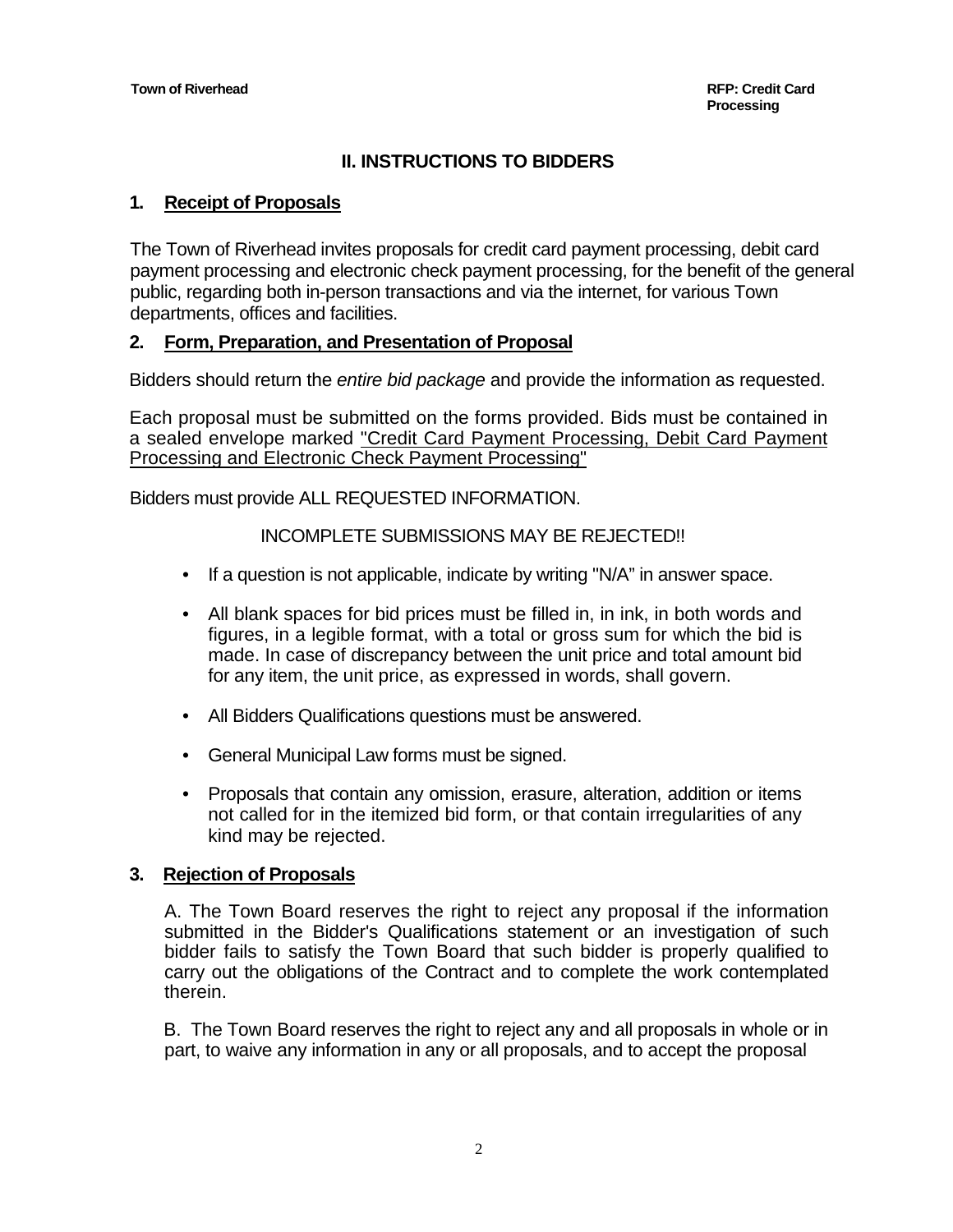## II. INSTRUCTIONS TO BIDDERS

### 1. Receipt of Proposals

The Town of Riverhead invites proposals for credit card payment processing, debit card payment processing and electronic check payment processing, for the benefit of the general public, regarding both in-person transactions and via the internet, for various Town departments, offices and facilities.

### 2. Form, Preparation, and Presentation of Proposal

Bidders should return the *entire bid package* and provide the information as requested.

Each proposal must be submitted on the forms provided. Bids must be contained in a sealed envelope marked "Credit Card Payment Processing, Debit Card Payment Processing and Electronic Check Payment Processing"

Bidders must provide ALL REQUESTED INFORMATION.

INCOMPLETE SUBMISSIONS MAY BE REJECTED!!

- If a question is not applicable, indicate by writing "N/A" in answer space.
- All blank spaces for bid prices must be filled in, in ink, in both words and figures, in a legible format, with a total or gross sum for which the bid is made. In case of discrepancy between the unit price and total amount bid for any item, the unit price, as expressed in words, shall govern.
- All Bidders Qualifications questions must be answered.
- General Municipal Law forms must be signed.
- Proposals that contain any omission, erasure, alteration, addition or items not called for in the itemized bid form, or that contain irregularities of any kind may be rejected.

### 3. Rejection of Proposals

A. The Town Board reserves the right to reject any proposal if the information submitted in the Bidder's Qualifications statement or an investigation of such bidder fails to satisfy the Town Board that such bidder is properly qualified to carry out the obligations of the Contract and to complete the work contemplated therein.

B. The Town Board reserves the right to reject any and all proposals in whole or in part, to waive any information in any or all proposals, and to accept the proposal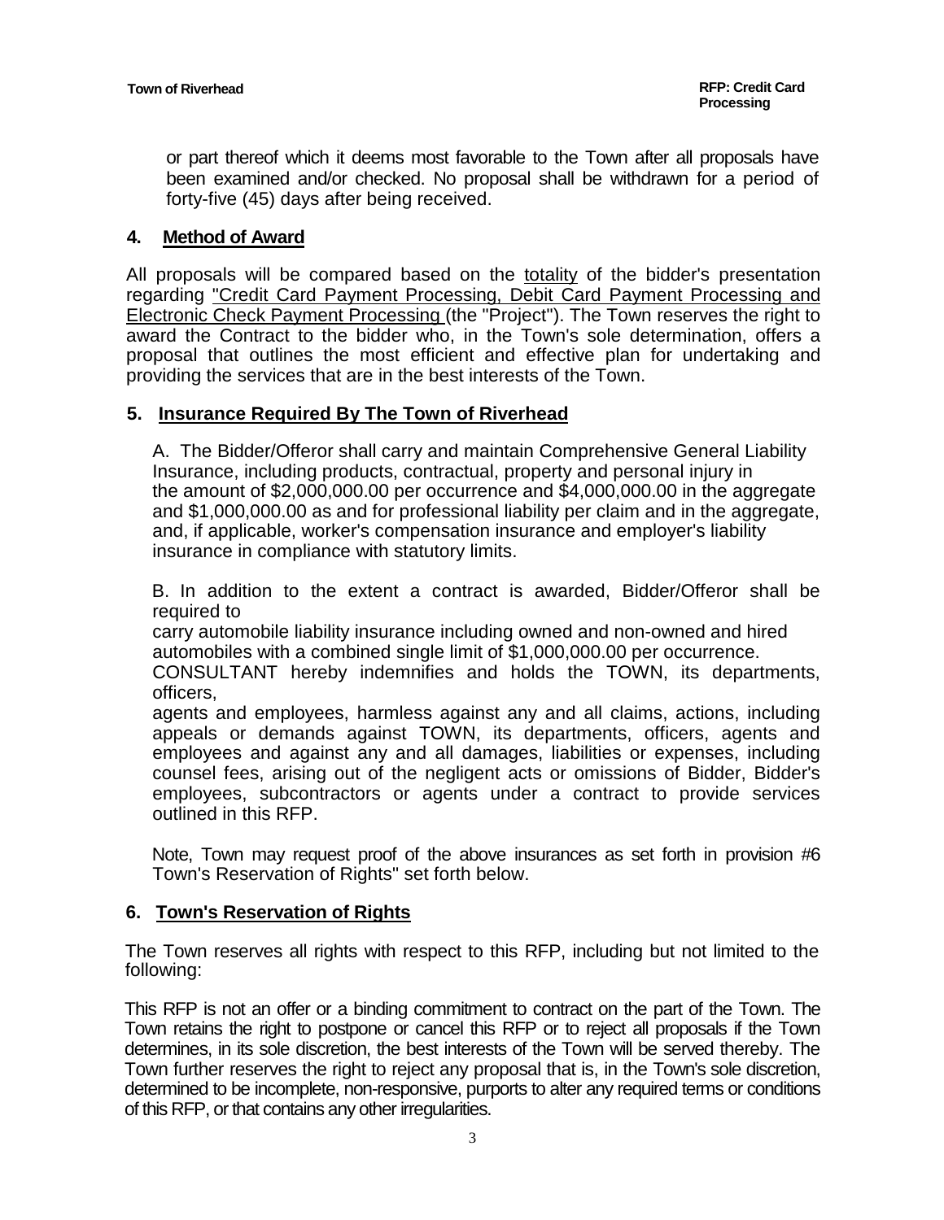or part thereof which it deems most favorable to the Town after all proposals have been examined and/or checked. No proposal shall be withdrawn for a period of forty-five (45) days after being received.

## 4. Method of Award

All proposals will be compared based on the totality of the bidder's presentation regarding "Credit Card Payment Processing, Debit Card Payment Processing and Electronic Check Payment Processing (the "Project"). The Town reserves the right to award the Contract to the bidder who, in the Town's sole determination, offers a proposal that outlines the most efficient and effective plan for undertaking and providing the services that are in the best interests of the Town.

## 5. Insurance Required By The Town of Riverhead

A. The Bidder/Offeror shall carry and maintain Comprehensive General Liability Insurance, including products, contractual, property and personal injury in the amount of $2,000,000.00 per occurrence and $4,000,000.00 in the aggregate and $1,000,000.00 as and for professional liability per claim and in the aggregate, and, if applicable, worker's compensation insurance and employer's liability insurance in compliance with statutory limits.

B. In addition to the extent a contract is awarded, Bidder/Offeror shall be required to carry automobile liability insurance including owned and non-owned and hired automobiles with a combined single limit of $1,000,000.00 per occurrence. CONSULTANT hereby indemnifies and holds the TOWN, its departments, officers, agents and employees, harmless against any and all claims, actions, including appeals or demands against TOWN, its departments, officers, agents and employees and against any and all damages, liabilities or expenses, including counsel fees, arising out of the negligent acts or omissions of Bidder, Bidder's employees, subcontractors or agents under a contract to provide services outlined in this RFP.

Note, Town may request proof of the above insurances as set forth in provision #6 Town's Reservation of Rights" set forth below.

## 6. Town's Reservation of Rights

The Town reserves all rights with respect to this RFP, including but not limited to the following:

This RFP is not an offer or a binding commitment to contract on the part of the Town. The Town retains the right to postpone or cancel this RFP or to reject all proposals if the Town determines, in its sole discretion, the best interests of the Town will be served thereby. The Town further reserves the right to reject any proposal that is, in the Town's sole discretion, determined to be incomplete, non-responsive, purports to alter any required terms or conditions of this RFP, or that contains any other irregularities.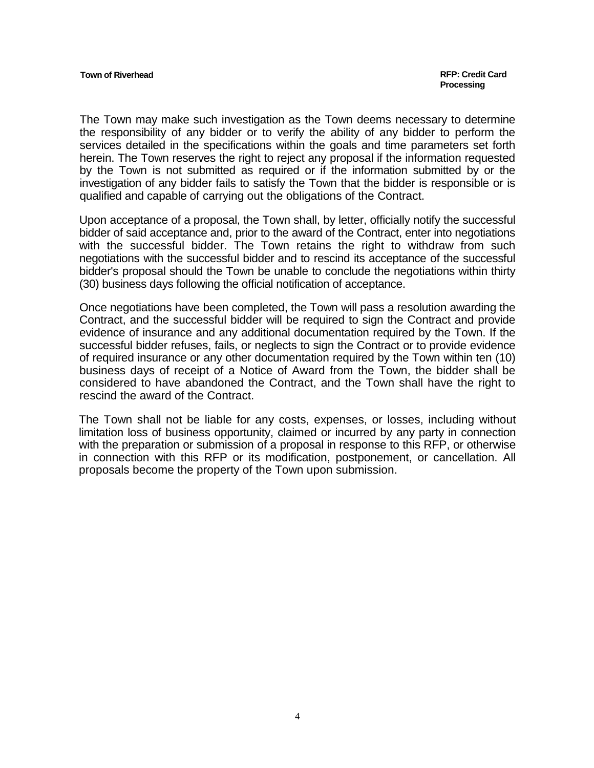The Town may make such investigation as the Town deems necessary to determine the responsibility of any bidder or to verify the ability of any bidder to perform the services detailed in the specifications within the goals and time parameters set forth herein. The Town reserves the right to reject any proposal if the information requested by the Town is not submitted as required or if the information submitted by or the investigation of any bidder fails to satisfy the Town that the bidder is responsible or is qualified and capable of carrying out the obligations of the Contract.

Upon acceptance of a proposal, the Town shall, by letter, officially notify the successful bidder of said acceptance and, prior to the award of the Contract, enter into negotiations with the successful bidder. The Town retains the right to withdraw from such negotiations with the successful bidder and to rescind its acceptance of the successful bidder's proposal should the Town be unable to conclude the negotiations within thirty (30) business days following the official notification of acceptance.

Once negotiations have been completed, the Town will pass a resolution awarding the Contract, and the successful bidder will be required to sign the Contract and provide evidence of insurance and any additional documentation required by the Town. If the successful bidder refuses, fails, or neglects to sign the Contract or to provide evidence of required insurance or any other documentation required by the Town within ten (10) business days of receipt of a Notice of Award from the Town, the bidder shall be considered to have abandoned the Contract, and the Town shall have the right to rescind the award of the Contract.

The Town shall not be liable for any costs, expenses, or losses, including without limitation loss of business opportunity, claimed or incurred by any party in connection with the preparation or submission of a proposal in response to this RFP, or otherwise in connection with this RFP or its modification, postponement, or cancellation. All proposals become the property of the Town upon submission.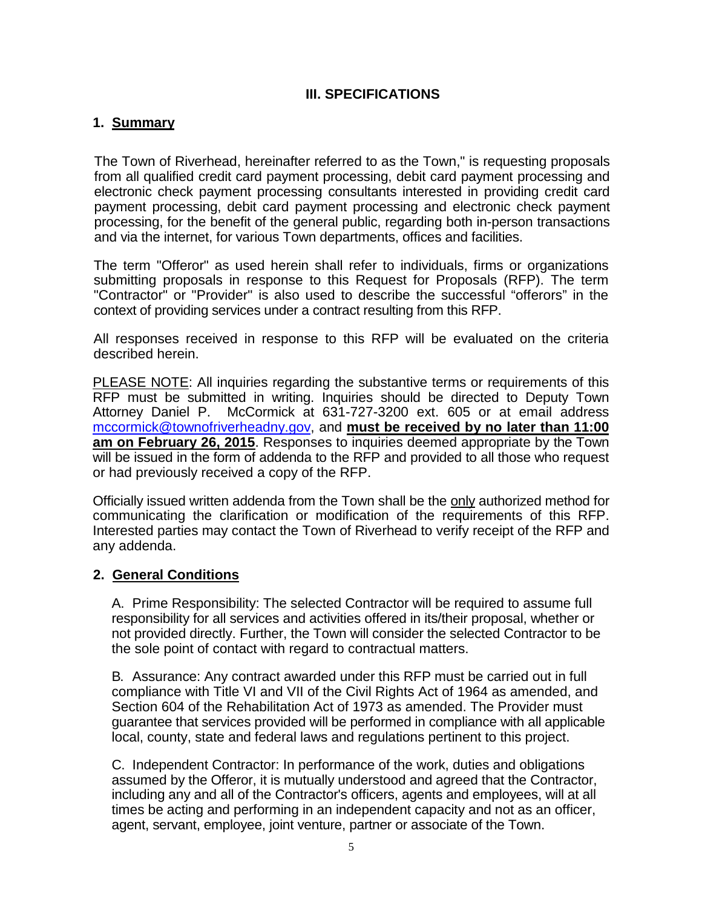# III. SPECIFICATIONS

## 1. Summary

The Town of Riverhead, hereinafter referred to as the Town," is requesting proposals from all qualified credit card payment processing, debit card payment processing and electronic check payment processing consultants interested in providing credit card payment processing, debit card payment processing and electronic check payment processing, for the benefit of the general public, regarding both in-person transactions and via the internet, for various Town departments, offices and facilities.

The term "Offeror" as used herein shall refer to individuals, firms or organizations submitting proposals in response to this Request for Proposals (RFP). The term "Contractor" or "Provider" is also used to describe the successful "offerors" in the context of providing services under a contract resulting from this RFP.

All responses received in response to this RFP will be evaluated on the criteria described herein.

PLEASE NOTE: All inquiries regarding the substantive terms or requirements of this RFP must be submitted in writing. Inquiries should be directed to Deputy Town Attorney Daniel P. McCormick at 631-727-3200 ext. 605 or at email address mccormick@townofriverheadny.gov, and **must be received by no later than 11:00 am on February 26, 2015**. Responses to inquiries deemed appropriate by the Town will be issued in the form of addenda to the RFP and provided to all those who request or had previously received a copy of the RFP.

Officially issued written addenda from the Town shall be the only authorized method for communicating the clarification or modification of the requirements of this RFP. Interested parties may contact the Town of Riverhead to verify receipt of the RFP and any addenda.

## 2. General Conditions

A. Prime Responsibility: The selected Contractor will be required to assume full responsibility for all services and activities offered in its/their proposal, whether or not provided directly. Further, the Town will consider the selected Contractor to be the sole point of contact with regard to contractual matters.

B. Assurance: Any contract awarded under this RFP must be carried out in full compliance with Title VI and VII of the Civil Rights Act of 1964 as amended, and Section 604 of the Rehabilitation Act of 1973 as amended. The Provider must guarantee that services provided will be performed in compliance with all applicable local, county, state and federal laws and regulations pertinent to this project.

C. Independent Contractor: In performance of the work, duties and obligations assumed by the Offeror, it is mutually understood and agreed that the Contractor, including any and all of the Contractor's officers, agents and employees, will at all times be acting and performing in an independent capacity and not as an officer, agent, servant, employee, joint venture, partner or associate of the Town.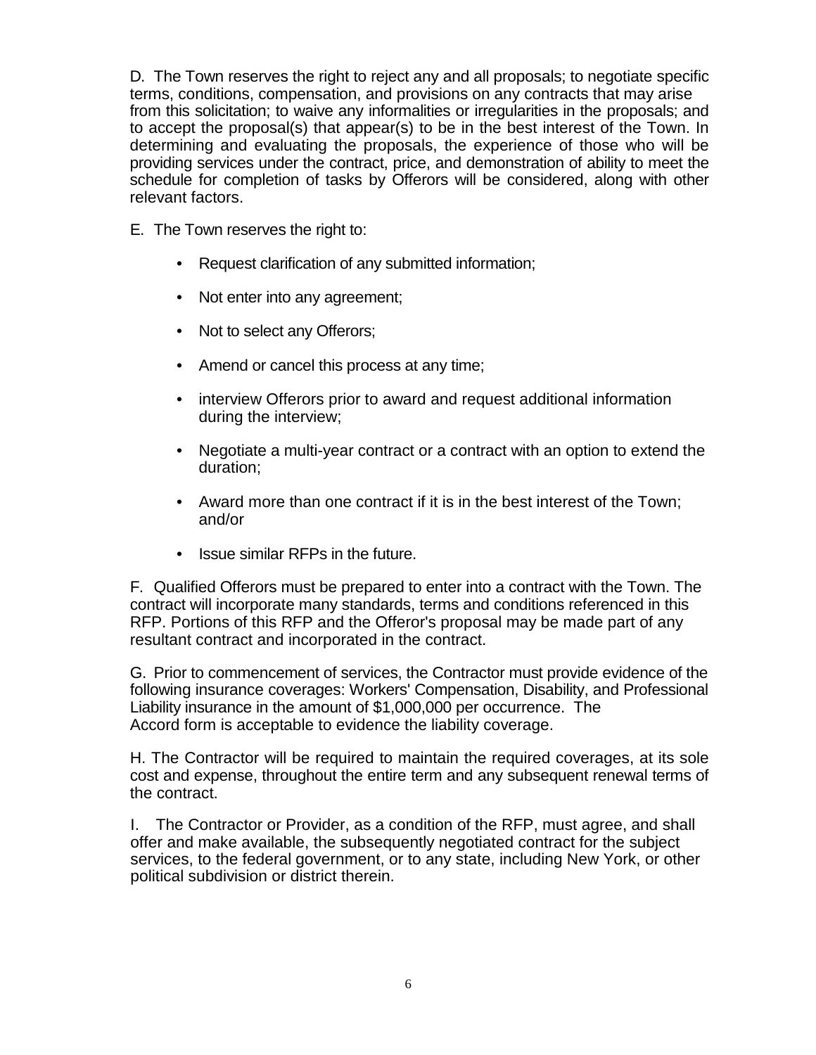D. The Town reserves the right to reject any and all proposals; to negotiate specific terms, conditions, compensation, and provisions on any contracts that may arise from this solicitation; to waive any informalities or irregularities in the proposals; and to accept the proposal(s) that appear(s) to be in the best interest of the Town. In determining and evaluating the proposals, the experience of those who will be providing services under the contract, price, and demonstration of ability to meet the schedule for completion of tasks by Offerors will be considered, along with other relevant factors.

E. The Town reserves the right to:

- Request clarification of any submitted information;
- Not enter into any agreement;
- Not to select any Offerors;
- Amend or cancel this process at any time;
- interview Offerors prior to award and request additional information during the interview;
- Negotiate a multi-year contract or a contract with an option to extend the duration;
- Award more than one contract if it is in the best interest of the Town; and/or
- Issue similar RFPs in the future.

F. Qualified Offerors must be prepared to enter into a contract with the Town. The contract will incorporate many standards, terms and conditions referenced in this RFP. Portions of this RFP and the Offeror's proposal may be made part of any resultant contract and incorporated in the contract.

G. Prior to commencement of services, the Contractor must provide evidence of the following insurance coverages: Workers' Compensation, Disability, and Professional Liability insurance in the amount of $1,000,000 per occurrence. The Accord form is acceptable to evidence the liability coverage.

H. The Contractor will be required to maintain the required coverages, at its sole cost and expense, throughout the entire term and any subsequent renewal terms of the contract.

I. The Contractor or Provider, as a condition of the RFP, must agree, and shall offer and make available, the subsequently negotiated contract for the subject services, to the federal government, or to any state, including New York, or other political subdivision or district therein.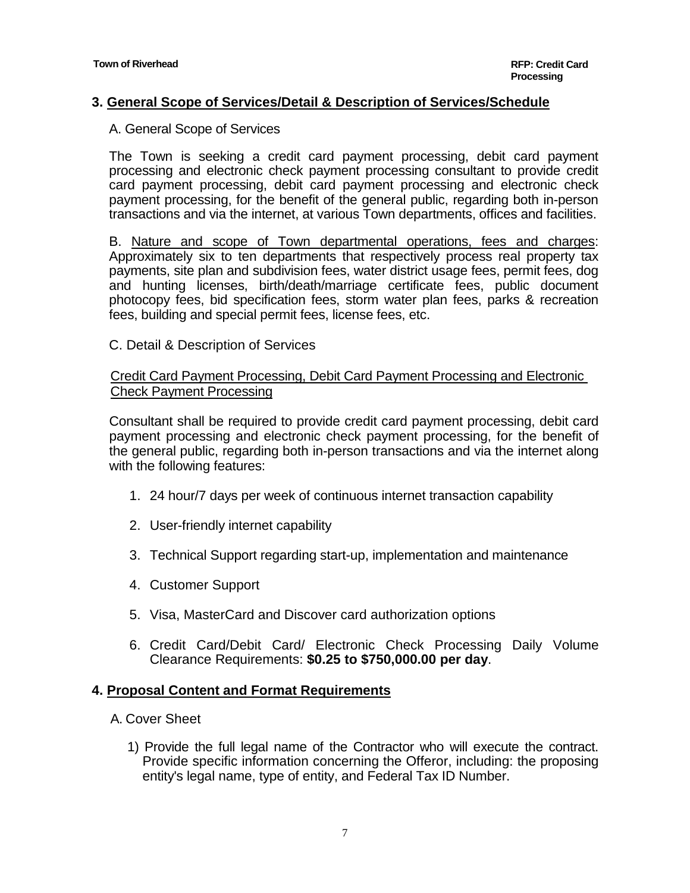## 3. General Scope of Services/Detail & Description of Services/Schedule

A. General Scope of Services

The Town is seeking a credit card payment processing, debit card payment processing and electronic check payment processing consultant to provide credit card payment processing, debit card payment processing and electronic check payment processing, for the benefit of the general public, regarding both in-person transactions and via the internet, at various Town departments, offices and facilities.

B. Nature and scope of Town departmental operations, fees and charges: Approximately six to ten departments that respectively process real property tax payments, site plan and subdivision fees, water district usage fees, permit fees, dog and hunting licenses, birth/death/marriage certificate fees, public document photocopy fees, bid specification fees, storm water plan fees, parks & recreation fees, building and special permit fees, license fees, etc.

C. Detail & Description of Services

Credit Card Payment Processing, Debit Card Payment Processing and Electronic Check Payment Processing

Consultant shall be required to provide credit card payment processing, debit card payment processing and electronic check payment processing, for the benefit of the general public, regarding both in-person transactions and via the internet along with the following features:

1. 24 hour/7 days per week of continuous internet transaction capability
2. User-friendly internet capability
3. Technical Support regarding start-up, implementation and maintenance
4. Customer Support
5. Visa, MasterCard and Discover card authorization options
6. Credit Card/Debit Card/ Electronic Check Processing Daily Volume Clearance Requirements: **$0.25 to $750,000.00 per day**.

## 4. Proposal Content and Format Requirements

A. Cover Sheet

1) Provide the full legal name of the Contractor who will execute the contract. Provide specific information concerning the Offeror, including: the proposing entity's legal name, type of entity, and Federal Tax ID Number.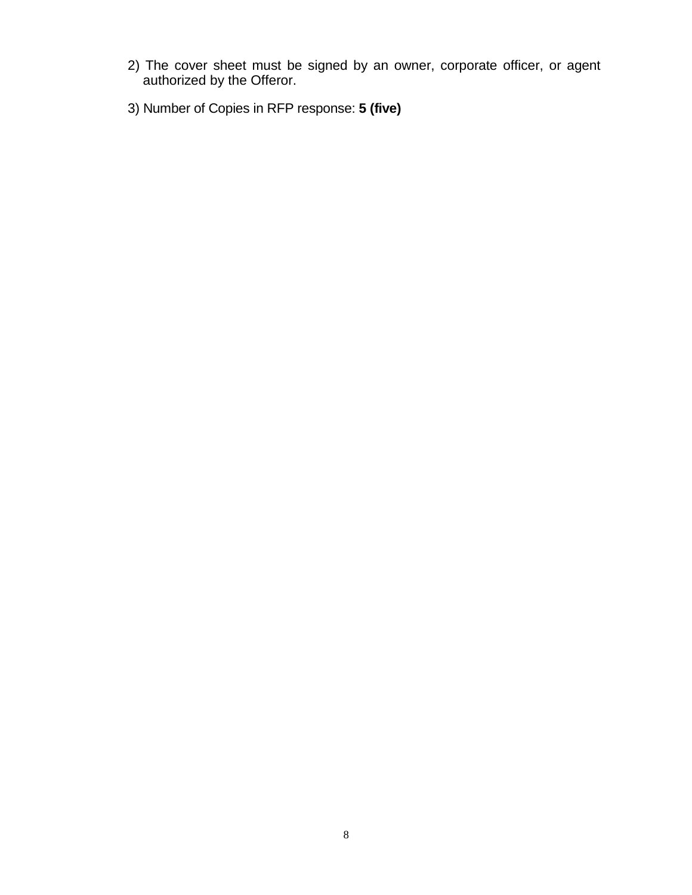2) The cover sheet must be signed by an owner, corporate officer, or agent authorized by the Offeror.

3) Number of Copies in RFP response: **5 (five)**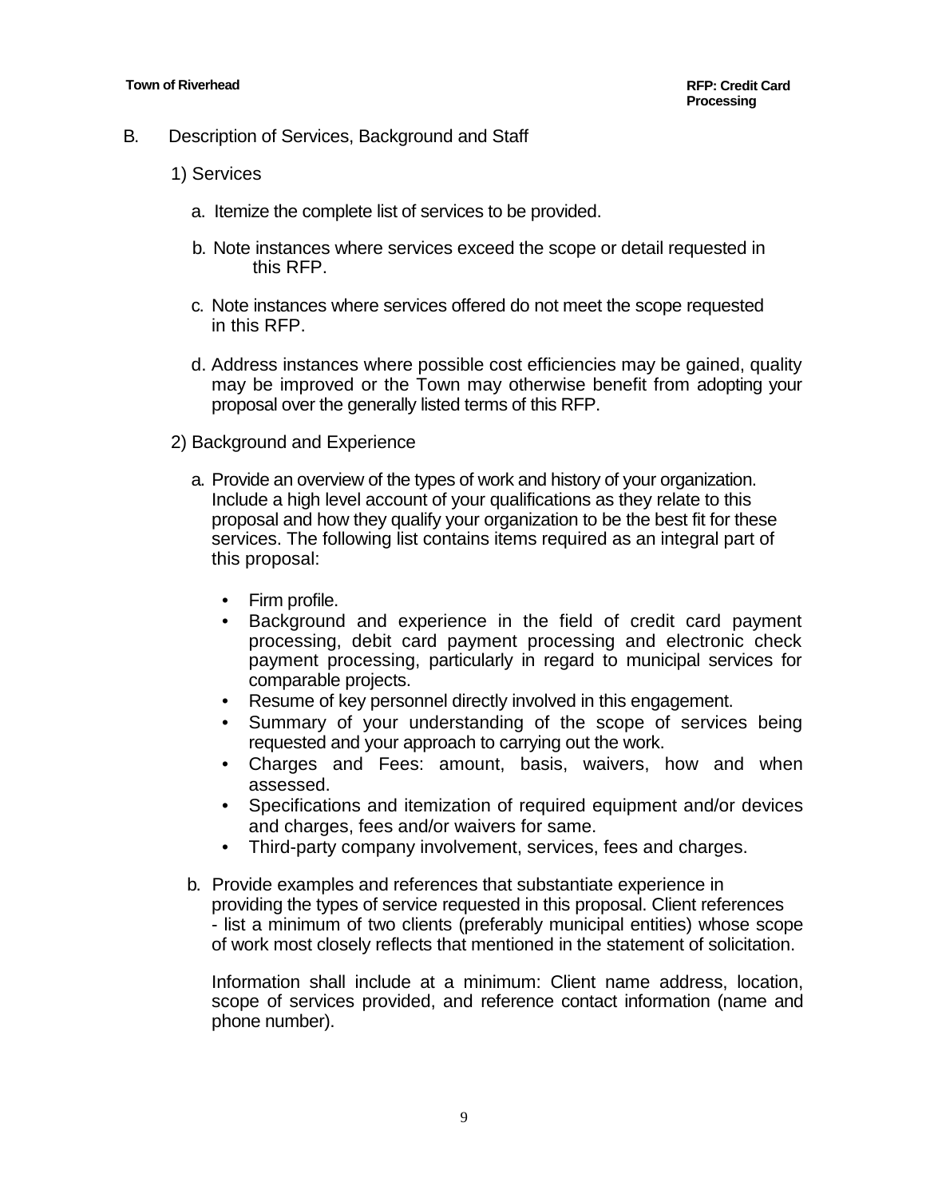B. Description of Services, Background and Staff

1) Services

a. Itemize the complete list of services to be provided.

b. Note instances where services exceed the scope or detail requested in this RFP.

c. Note instances where services offered do not meet the scope requested in this RFP.

d. Address instances where possible cost efficiencies may be gained, quality may be improved or the Town may otherwise benefit from adopting your proposal over the generally listed terms of this RFP.

2) Background and Experience

a. Provide an overview of the types of work and history of your organization. Include a high level account of your qualifications as they relate to this proposal and how they qualify your organization to be the best fit for these services. The following list contains items required as an integral part of this proposal:

- Firm profile.
- Background and experience in the field of credit card payment processing, debit card payment processing and electronic check payment processing, particularly in regard to municipal services for comparable projects.
- Resume of key personnel directly involved in this engagement.
- Summary of your understanding of the scope of services being requested and your approach to carrying out the work.
- Charges and Fees: amount, basis, waivers, how and when assessed.
- Specifications and itemization of required equipment and/or devices and charges, fees and/or waivers for same.
- Third-party company involvement, services, fees and charges.

b. Provide examples and references that substantiate experience in providing the types of service requested in this proposal. Client references - list a minimum of two clients (preferably municipal entities) whose scope of work most closely reflects that mentioned in the statement of solicitation.

Information shall include at a minimum: Client name address, location, scope of services provided, and reference contact information (name and phone number).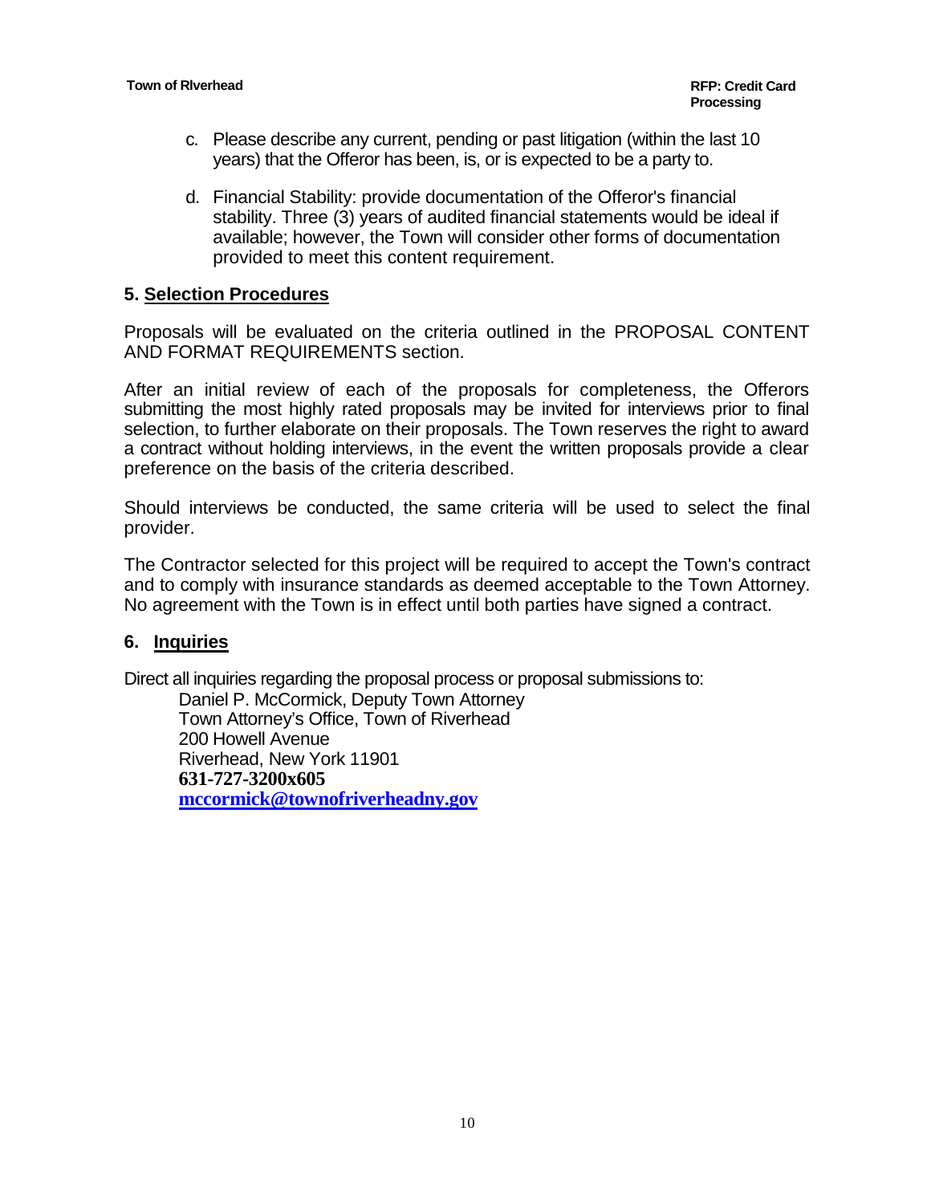c. Please describe any current, pending or past litigation (within the last 10 years) that the Offeror has been, is, or is expected to be a party to.

d. Financial Stability: provide documentation of the Offeror's financial stability. Three (3) years of audited financial statements would be ideal if available; however, the Town will consider other forms of documentation provided to meet this content requirement.

## 5. Selection Procedures

Proposals will be evaluated on the criteria outlined in the PROPOSAL CONTENT AND FORMAT REQUIREMENTS section.

After an initial review of each of the proposals for completeness, the Offerors submitting the most highly rated proposals may be invited for interviews prior to final selection, to further elaborate on their proposals. The Town reserves the right to award a contract without holding interviews, in the event the written proposals provide a clear preference on the basis of the criteria described.

Should interviews be conducted, the same criteria will be used to select the final provider.

The Contractor selected for this project will be required to accept the Town's contract and to comply with insurance standards as deemed acceptable to the Town Attorney. No agreement with the Town is in effect until both parties have signed a contract.

## 6. Inquiries

Direct all inquiries regarding the proposal process or proposal submissions to:

Daniel P. McCormick, Deputy Town Attorney
Town Attorney's Office, Town of Riverhead
200 Howell Avenue
Riverhead, New York 11901
**631-727-3200x605**
**mccormick@townofriverheadny.gov**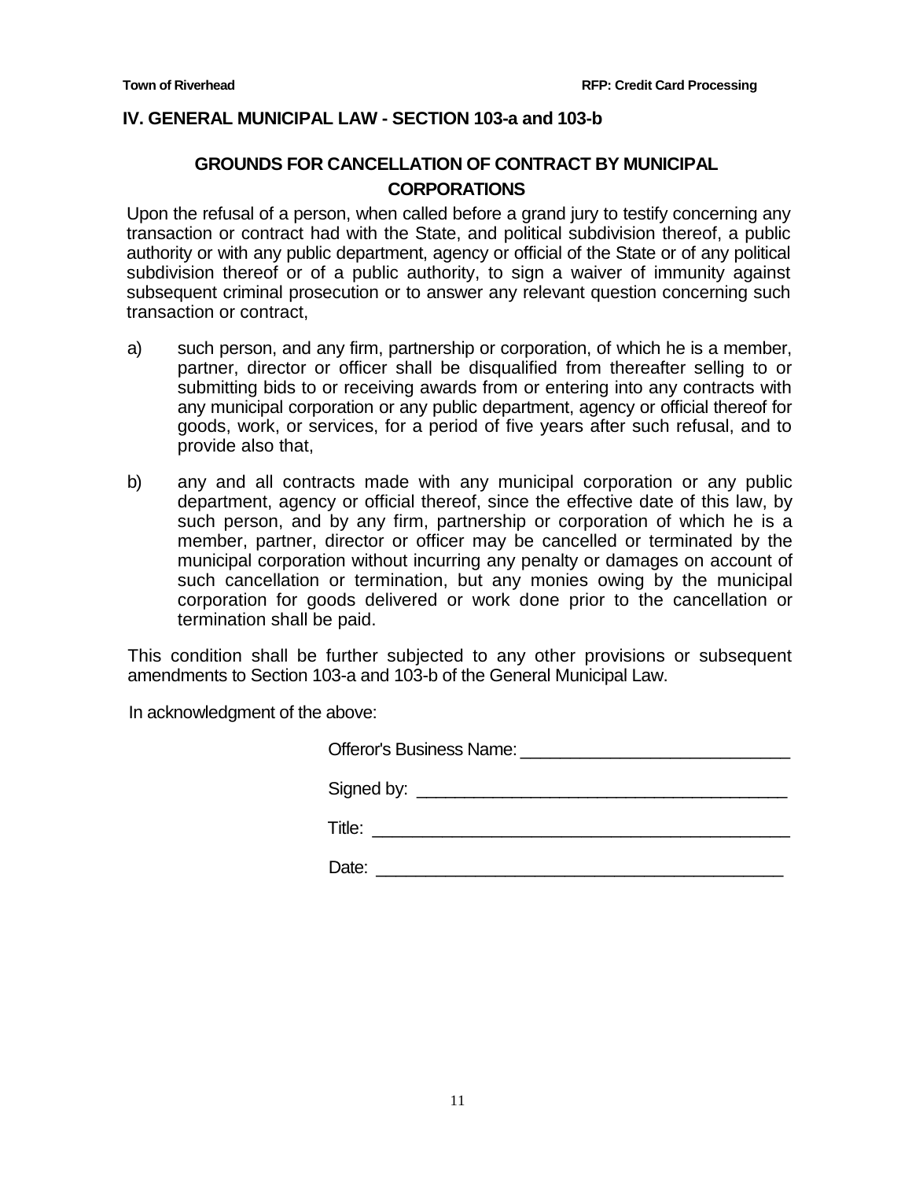## IV. GENERAL MUNICIPAL LAW - SECTION 103-a and 103-b

### GROUNDS FOR CANCELLATION OF CONTRACT BY MUNICIPAL CORPORATIONS

Upon the refusal of a person, when called before a grand jury to testify concerning any transaction or contract had with the State, and political subdivision thereof, a public authority or with any public department, agency or official of the State or of any political subdivision thereof or of a public authority, to sign a waiver of immunity against subsequent criminal prosecution or to answer any relevant question concerning such transaction or contract,

a) such person, and any firm, partnership or corporation, of which he is a member, partner, director or officer shall be disqualified from thereafter selling to or submitting bids to or receiving awards from or entering into any contracts with any municipal corporation or any public department, agency or official thereof for goods, work, or services, for a period of five years after such refusal, and to provide also that,

b) any and all contracts made with any municipal corporation or any public department, agency or official thereof, since the effective date of this law, by such person, and by any firm, partnership or corporation of which he is a member, partner, director or officer may be cancelled or terminated by the municipal corporation without incurring any penalty or damages on account of such cancellation or termination, but any monies owing by the municipal corporation for goods delivered or work done prior to the cancellation or termination shall be paid.

This condition shall be further subjected to any other provisions or subsequent amendments to Section 103-a and 103-b of the General Municipal Law.

In acknowledgment of the above:

Offeror's Business Name: ____________________________

Signed by: ______________________________________

Title: __________________________________________

Date: __________________________________________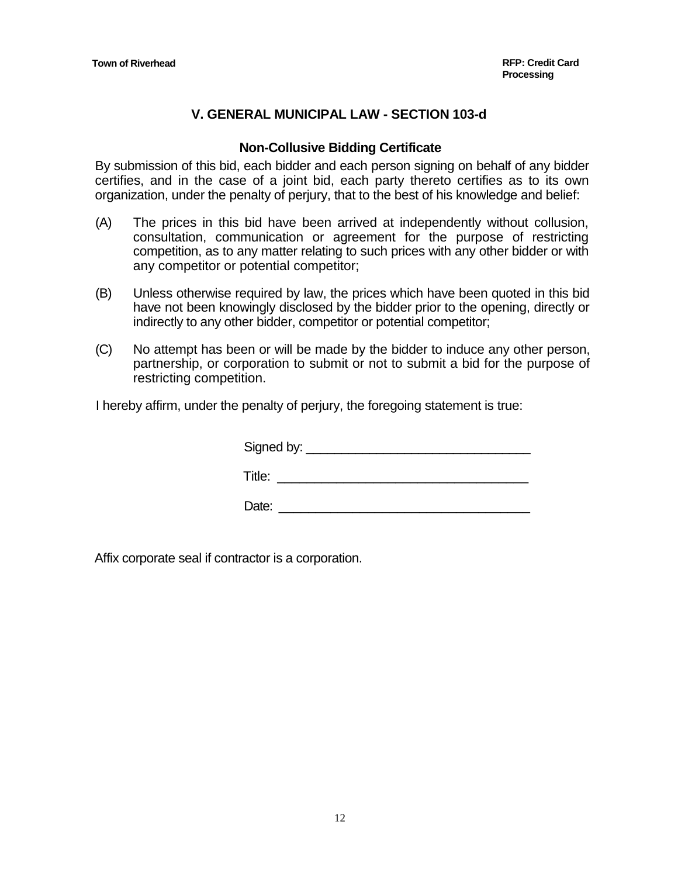## V. GENERAL MUNICIPAL LAW - SECTION 103-d

### Non-Collusive Bidding Certificate

By submission of this bid, each bidder and each person signing on behalf of any bidder certifies, and in the case of a joint bid, each party thereto certifies as to its own organization, under the penalty of perjury, that to the best of his knowledge and belief:

(A) The prices in this bid have been arrived at independently without collusion, consultation, communication or agreement for the purpose of restricting competition, as to any matter relating to such prices with any other bidder or with any competitor or potential competitor;

(B) Unless otherwise required by law, the prices which have been quoted in this bid have not been knowingly disclosed by the bidder prior to the opening, directly or indirectly to any other bidder, competitor or potential competitor;

(C) No attempt has been or will be made by the bidder to induce any other person, partnership, or corporation to submit or not to submit a bid for the purpose of restricting competition.

I hereby affirm, under the penalty of perjury, the foregoing statement is true:

Signed by: ________________________________

Title: ___________________________________

Date: ___________________________________

Affix corporate seal if contractor is a corporation.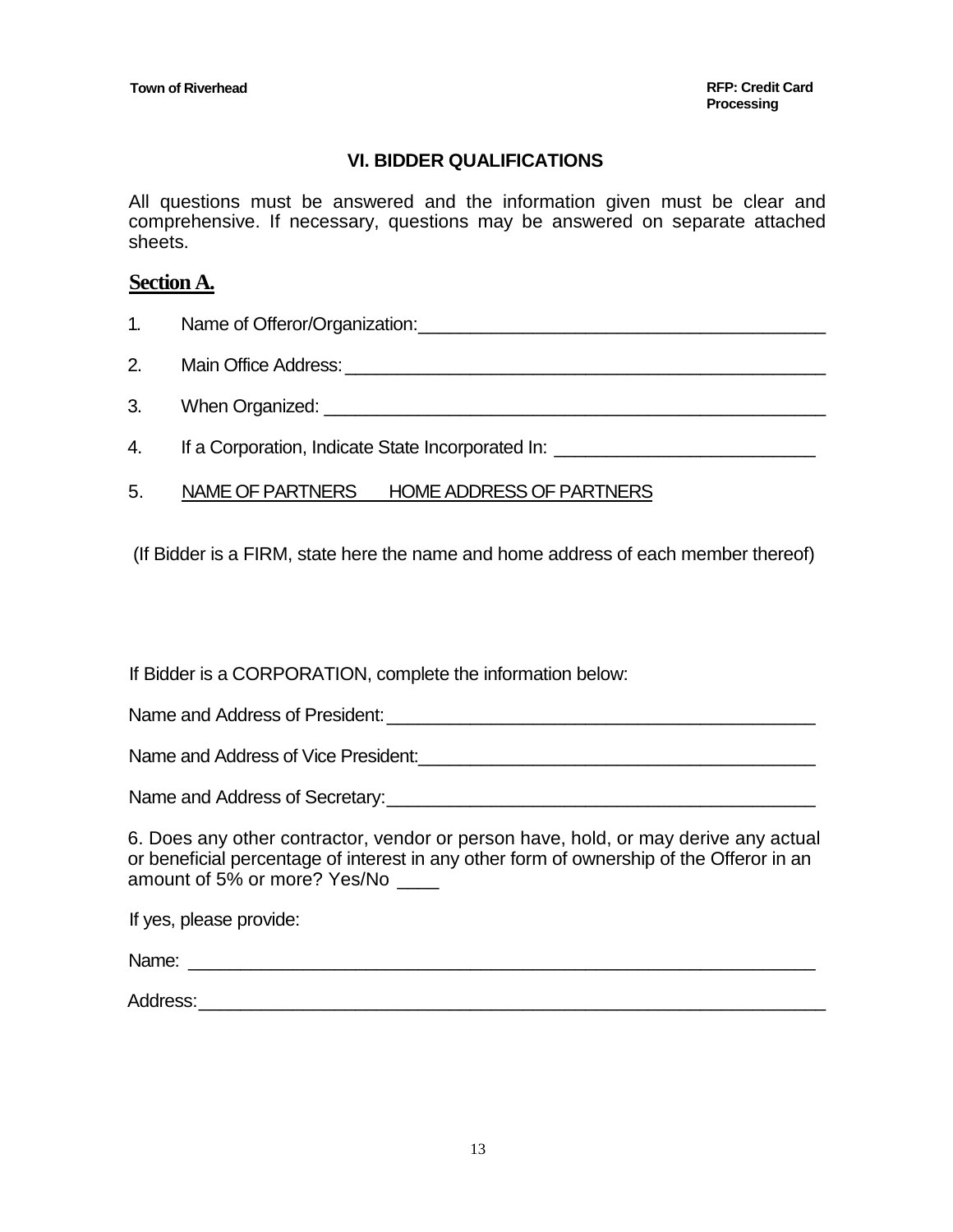## VI. BIDDER QUALIFICATIONS

All questions must be answered and the information given must be clear and comprehensive. If necessary, questions may be answered on separate attached sheets.

### Section A.

1. Name of Offeror/Organization:__________________________________________

2. Main Office Address:_________________________________________________

3. When Organized: ____________________________________________________

4. If a Corporation, Indicate State Incorporated In: __________________________

5. NAME OF PARTNERS HOME ADDRESS OF PARTNERS

(If Bidder is a FIRM, state here the name and home address of each member thereof)

If Bidder is a CORPORATION, complete the information below:

Name and Address of President:_____________________________________________

Name and Address of Vice President:_________________________________________

Name and Address of Secretary:_____________________________________________

6. Does any other contractor, vendor or person have, hold, or may derive any actual or beneficial percentage of interest in any other form of ownership of the Offeror in an amount of 5% or more? Yes/No ____

If yes, please provide:

Name: ______________________________________________________________

Address:_____________________________________________________________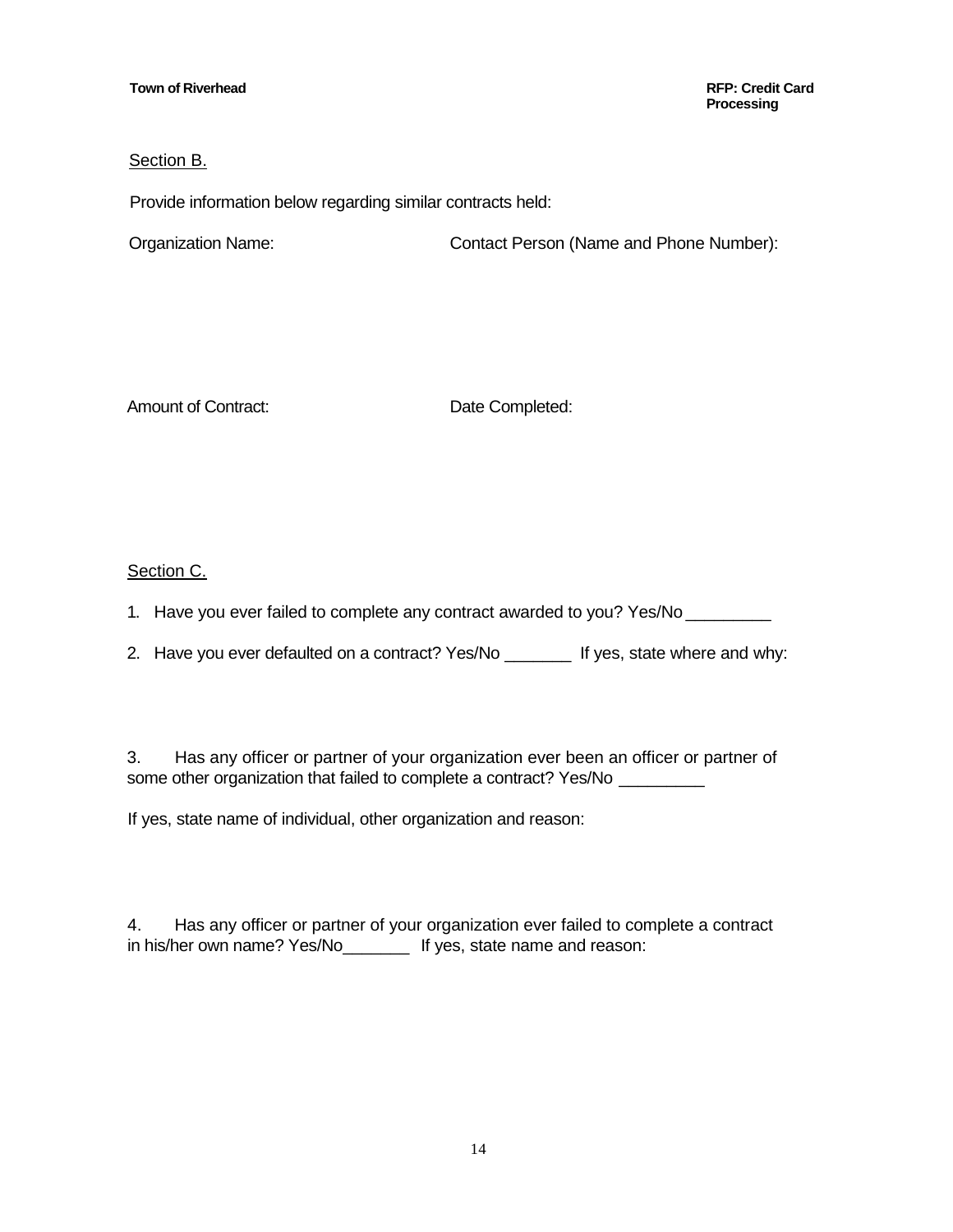Section B.

Provide information below regarding similar contracts held:

Organization Name: Contact Person (Name and Phone Number):

Amount of Contract: Date Completed:

Section C.

1. Have you ever failed to complete any contract awarded to you? Yes/No _________

2. Have you ever defaulted on a contract? Yes/No _______ If yes, state where and why:

3. Has any officer or partner of your organization ever been an officer or partner of some other organization that failed to complete a contract? Yes/No _________

If yes, state name of individual, other organization and reason:

4. Has any officer or partner of your organization ever failed to complete a contract in his/her own name? Yes/No_______ If yes, state name and reason: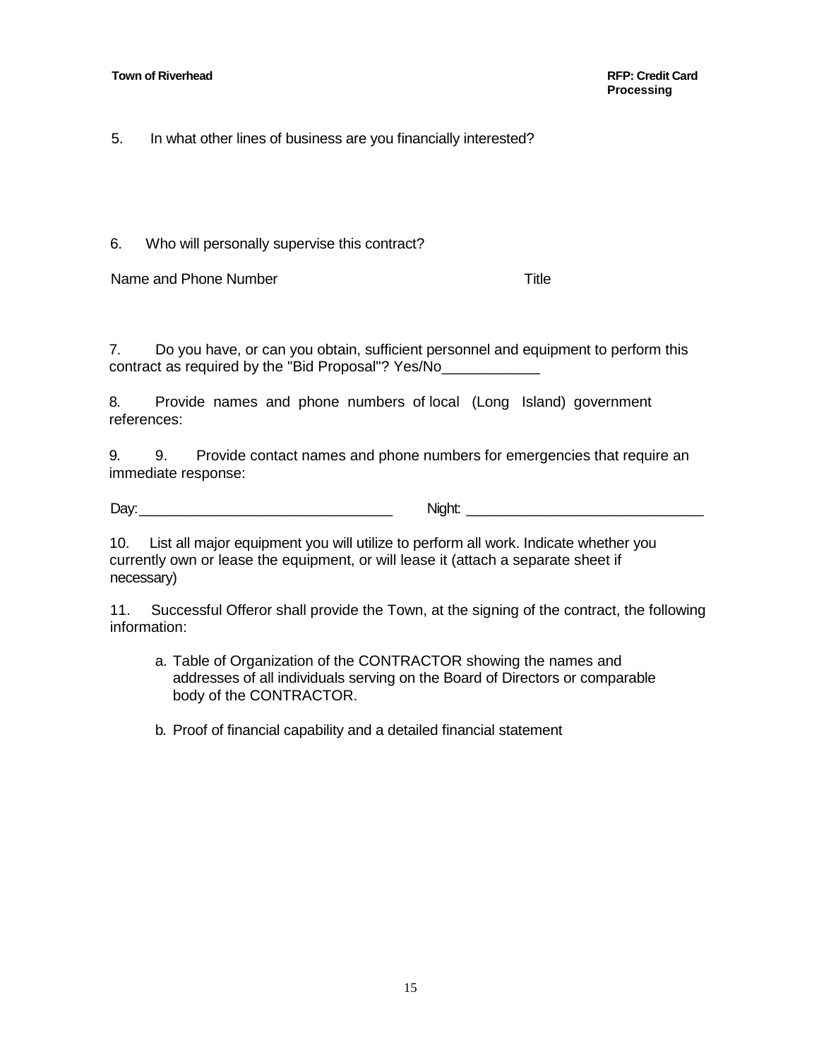5. In what other lines of business are you financially interested?

6. Who will personally supervise this contract?

Name and Phone Number                                        Title

7. Do you have, or can you obtain, sufficient personnel and equipment to perform this contract as required by the "Bid Proposal"? Yes/No____________

8. Provide names and phone numbers of local (Long Island) government references:

9. 9. Provide contact names and phone numbers for emergencies that require an immediate response:

Day:________________________________ Night: ______________________________

10. List all major equipment you will utilize to perform all work. Indicate whether you currently own or lease the equipment, or will lease it (attach a separate sheet if necessary)

11. Successful Offeror shall provide the Town, at the signing of the contract, the following information:

a. Table of Organization of the CONTRACTOR showing the names and addresses of all individuals serving on the Board of Directors or comparable body of the CONTRACTOR.

b. Proof of financial capability and a detailed financial statement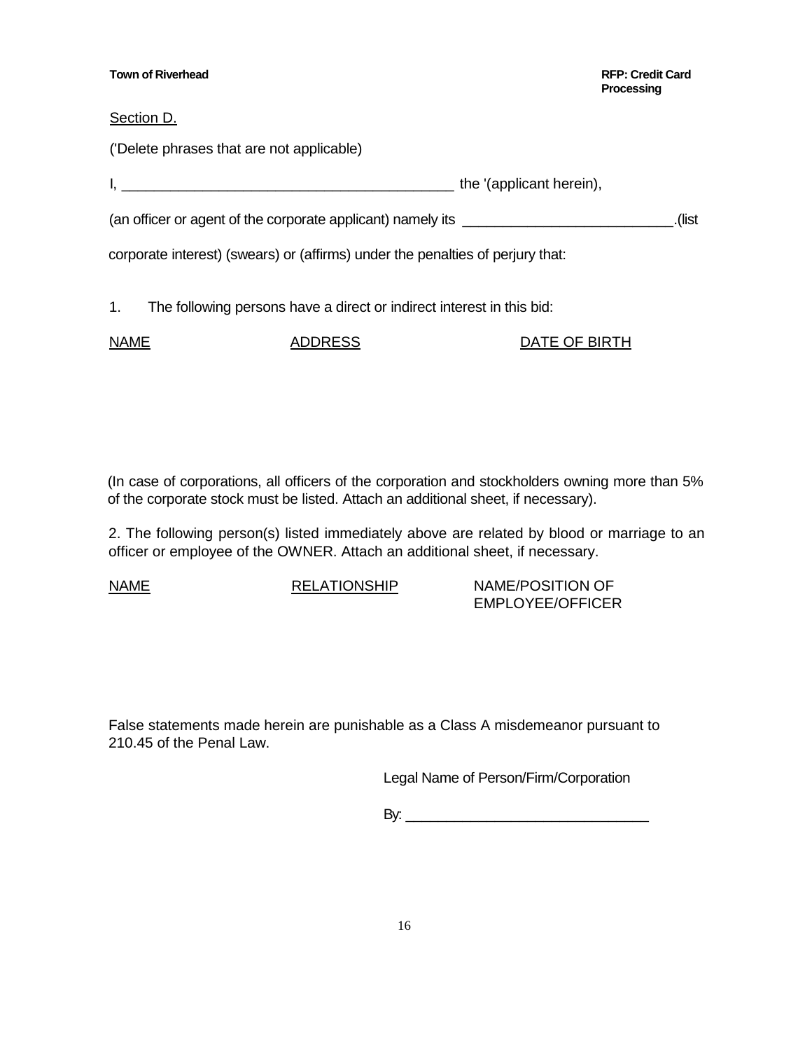Section D.

('Delete phrases that are not applicable)

I, ___________________________________________ the '(applicant herein),

(an officer or agent of the corporate applicant) namely its ___________________________.(list corporate interest) (swears) or (affirms) under the penalties of perjury that:

1. The following persons have a direct or indirect interest in this bid:

| NAME | ADDRESS | DATE OF BIRTH |
|---|---|---|
| | | |

(In case of corporations, all officers of the corporation and stockholders owning more than 5% of the corporate stock must be listed. Attach an additional sheet, if necessary).

2. The following person(s) listed immediately above are related by blood or marriage to an officer or employee of the OWNER. Attach an additional sheet, if necessary.

| NAME | RELATIONSHIP | NAME/POSITION OF EMPLOYEE/OFFICER |
|---|---|---|
| | | |

False statements made herein are punishable as a Class A misdemeanor pursuant to 210.45 of the Penal Law.

Legal Name of Person/Firm/Corporation

By: ________________________________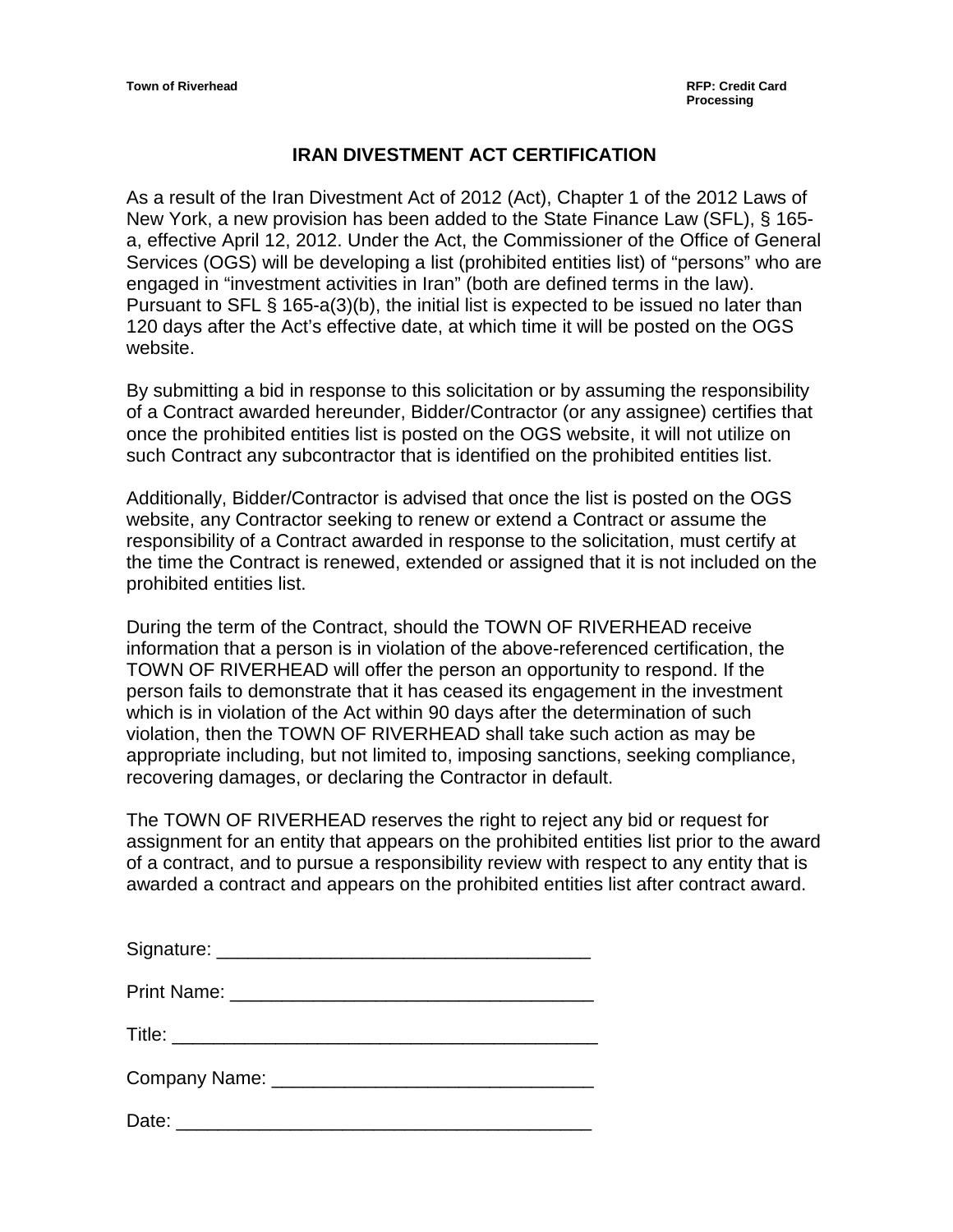# IRAN DIVESTMENT ACT CERTIFICATION

As a result of the Iran Divestment Act of 2012 (Act), Chapter 1 of the 2012 Laws of New York, a new provision has been added to the State Finance Law (SFL), § 165-a, effective April 12, 2012. Under the Act, the Commissioner of the Office of General Services (OGS) will be developing a list (prohibited entities list) of "persons" who are engaged in "investment activities in Iran" (both are defined terms in the law). Pursuant to SFL § 165-a(3)(b), the initial list is expected to be issued no later than 120 days after the Act's effective date, at which time it will be posted on the OGS website.

By submitting a bid in response to this solicitation or by assuming the responsibility of a Contract awarded hereunder, Bidder/Contractor (or any assignee) certifies that once the prohibited entities list is posted on the OGS website, it will not utilize on such Contract any subcontractor that is identified on the prohibited entities list.

Additionally, Bidder/Contractor is advised that once the list is posted on the OGS website, any Contractor seeking to renew or extend a Contract or assume the responsibility of a Contract awarded in response to the solicitation, must certify at the time the Contract is renewed, extended or assigned that it is not included on the prohibited entities list.

During the term of the Contract, should the TOWN OF RIVERHEAD receive information that a person is in violation of the above-referenced certification, the TOWN OF RIVERHEAD will offer the person an opportunity to respond. If the person fails to demonstrate that it has ceased its engagement in the investment which is in violation of the Act within 90 days after the determination of such violation, then the TOWN OF RIVERHEAD shall take such action as may be appropriate including, but not limited to, imposing sanctions, seeking compliance, recovering damages, or declaring the Contractor in default.

The TOWN OF RIVERHEAD reserves the right to reject any bid or request for assignment for an entity that appears on the prohibited entities list prior to the award of a contract, and to pursue a responsibility review with respect to any entity that is awarded a contract and appears on the prohibited entities list after contract award.

Signature: ____________________________________

Print Name: ___________________________________

Title: ________________________________________

Company Name: ______________________________

Date: ________________________________________